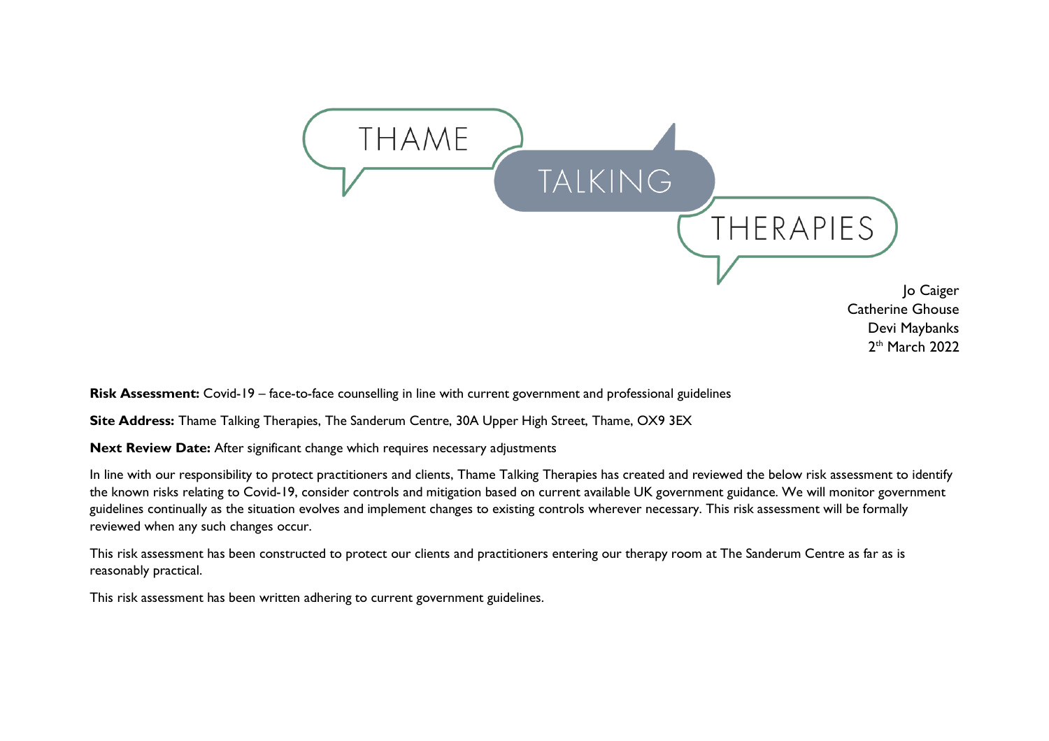THAME TALKING THERAPIES

Jo Caiger
Catherine Ghouse
Devi Maybanks
2nd March 2022

**Risk Assessment:** Covid-19 – face-to-face counselling in line with current government and professional guidelines

**Site Address:** Thame Talking Therapies, The Sanderum Centre, 30A Upper High Street, Thame, OX9 3EX

**Next Review Date:** After significant change which requires necessary adjustments

In line with our responsibility to protect practitioners and clients, Thame Talking Therapies has created and reviewed the below risk assessment to identify the known risks relating to Covid-19, consider controls and mitigation based on current available UK government guidance. We will monitor government guidelines continually as the situation evolves and implement changes to existing controls wherever necessary. This risk assessment will be formally reviewed when any such changes occur.

This risk assessment has been constructed to protect our clients and practitioners entering our therapy room at The Sanderum Centre as far as is reasonably practical.

This risk assessment has been written adhering to current government guidelines.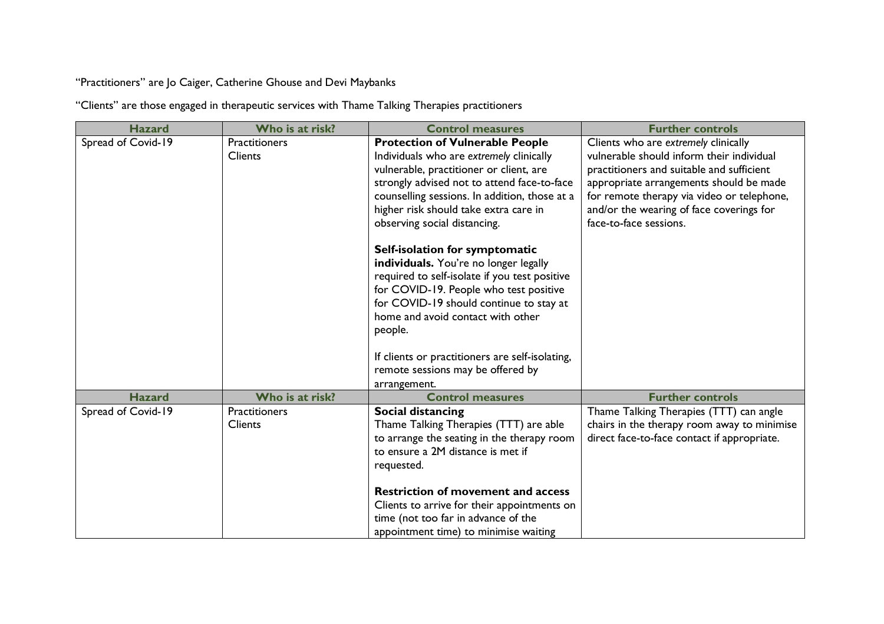"Practitioners" are Jo Caiger, Catherine Ghouse and Devi Maybanks

"Clients" are those engaged in therapeutic services with Thame Talking Therapies practitioners

| Hazard | Who is at risk? | Control measures | Further controls |
|---|---|---|---|
| Spread of Covid-19 | Practitioners<br>Clients | **Protection of Vulnerable People**<br>Individuals who are *extremely* clinically vulnerable, practitioner or client, are strongly advised not to attend face-to-face counselling sessions. In addition, those at a higher risk should take extra care in observing social distancing.<br><br>**Self-isolation for symptomatic individuals.** You're no longer legally required to self-isolate if you test positive for COVID-19. People who test positive for COVID-19 should continue to stay at home and avoid contact with other people.<br><br>If clients or practitioners are self-isolating, remote sessions may be offered by arrangement. | Clients who are *extremely* clinically vulnerable should inform their individual practitioners and suitable and sufficient appropriate arrangements should be made for remote therapy via video or telephone, and/or the wearing of face coverings for face-to-face sessions. |
| **Hazard** | **Who is at risk?** | **Control measures** | **Further controls** |
| Spread of Covid-19 | Practitioners<br>Clients | **Social distancing**<br>Thame Talking Therapies (TTT) are able to arrange the seating in the therapy room to ensure a 2M distance is met if requested.<br><br>**Restriction of movement and access**<br>Clients to arrive for their appointments on time (not too far in advance of the appointment time) to minimise waiting | Thame Talking Therapies (TTT) can angle chairs in the therapy room away to minimise direct face-to-face contact if appropriate. |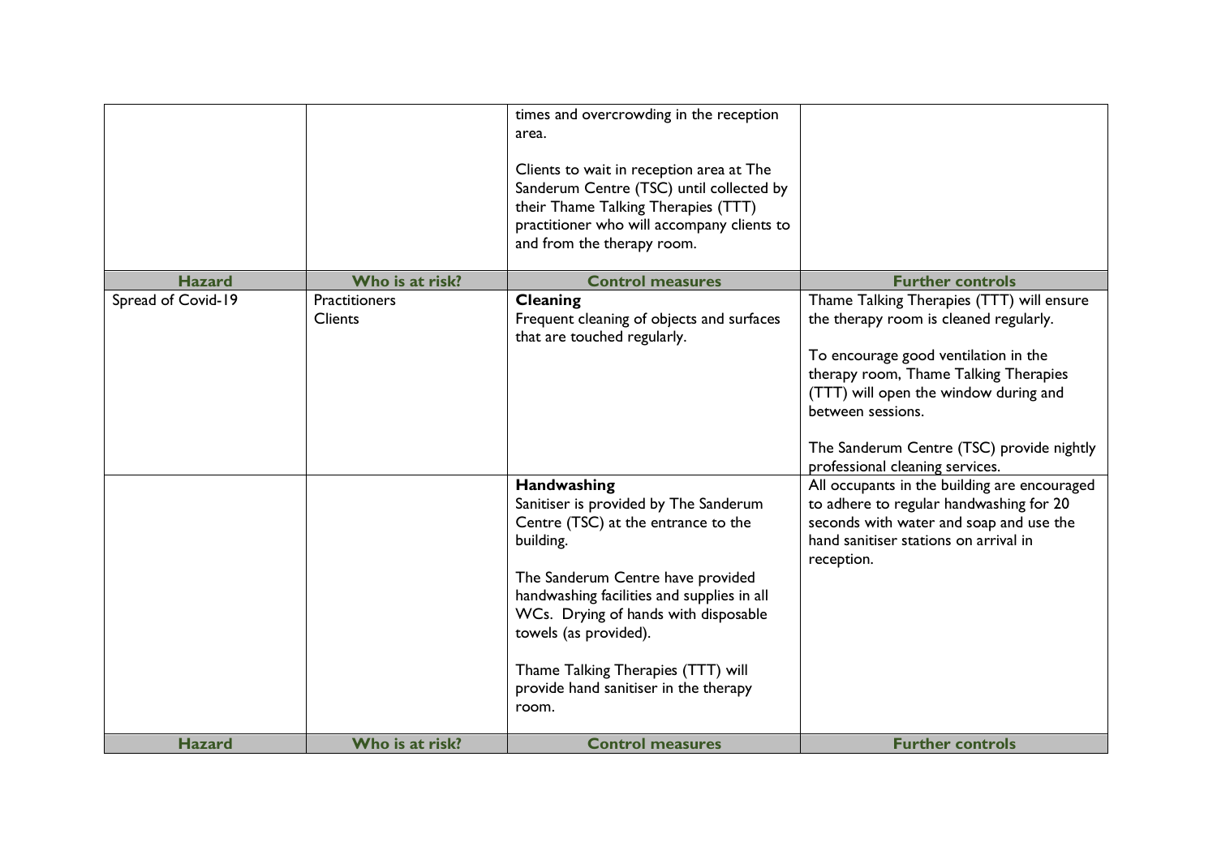| Hazard | Who is at risk? | Control measures | Further controls |
|---|---|---|---|
| | | times and overcrowding in the reception area.<br><br>Clients to wait in reception area at The Sanderum Centre (TSC) until collected by their Thame Talking Therapies (TTT) practitioner who will accompany clients to and from the therapy room. | |
| Spread of Covid-19 | Practitioners<br>Clients | **Cleaning**<br>Frequent cleaning of objects and surfaces that are touched regularly. | Thame Talking Therapies (TTT) will ensure the therapy room is cleaned regularly.<br><br>To encourage good ventilation in the therapy room, Thame Talking Therapies (TTT) will open the window during and between sessions.<br><br>The Sanderum Centre (TSC) provide nightly professional cleaning services. |
| | | **Handwashing**<br>Sanitiser is provided by The Sanderum Centre (TSC) at the entrance to the building.<br><br>The Sanderum Centre have provided handwashing facilities and supplies in all WCs. Drying of hands with disposable towels (as provided).<br><br>Thame Talking Therapies (TTT) will provide hand sanitiser in the therapy room. | All occupants in the building are encouraged to adhere to regular handwashing for 20 seconds with water and soap and use the hand sanitiser stations on arrival in reception. |
| **Hazard** | **Who is at risk?** | **Control measures** | **Further controls** |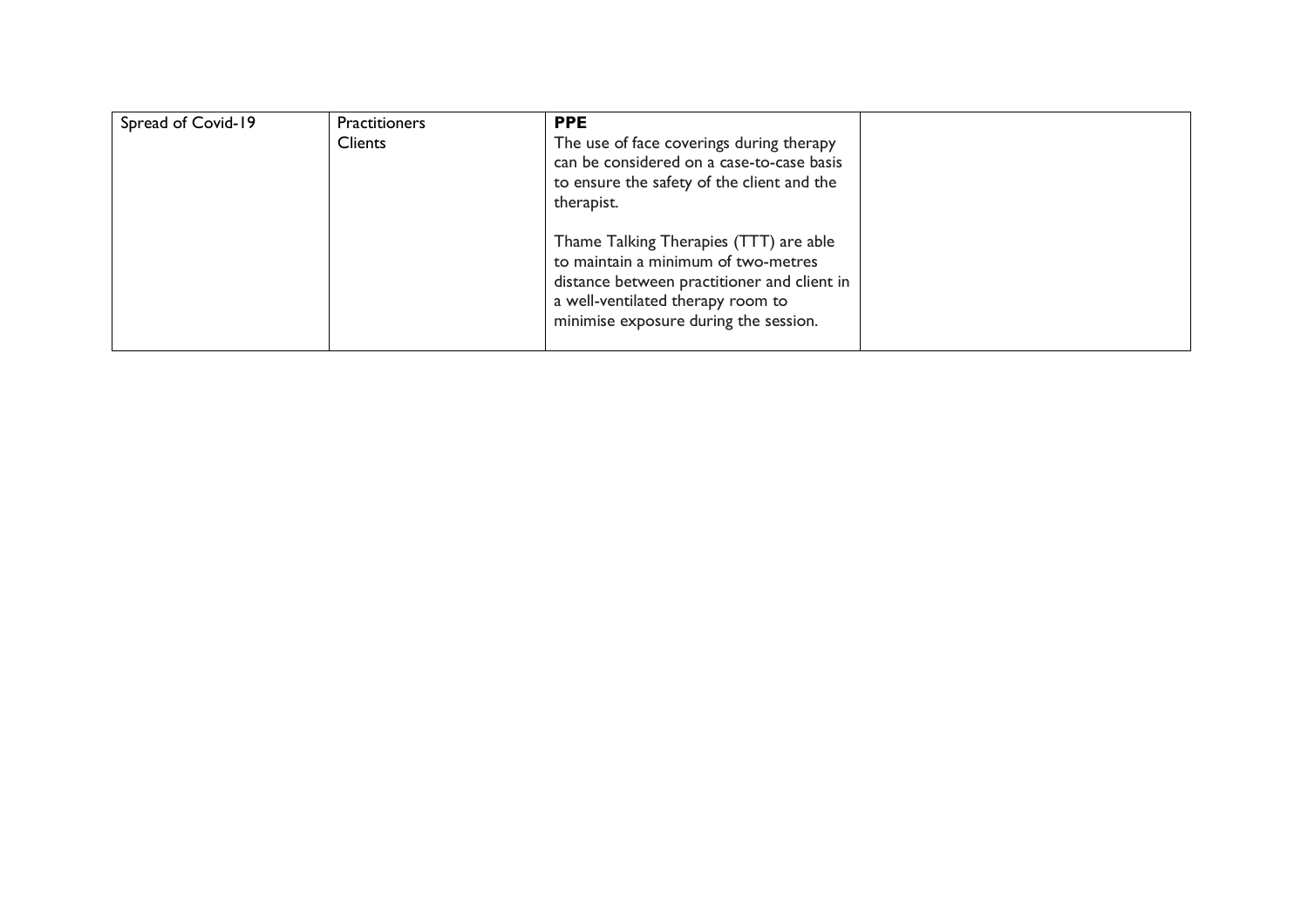| | | | |
|---|---|---|---|
| Spread of Covid-19 | Practitioners<br>Clients | **PPE**<br>The use of face coverings during therapy can be considered on a case-to-case basis to ensure the safety of the client and the therapist.<br><br>Thame Talking Therapies (TTT) are able to maintain a minimum of two-metres distance between practitioner and client in a well-ventilated therapy room to minimise exposure during the session. | |